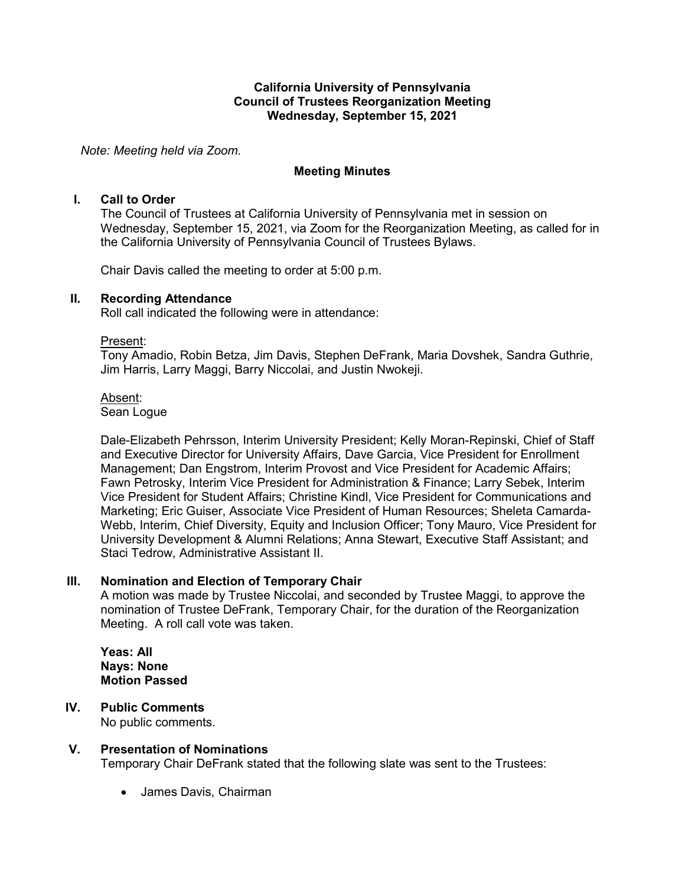**California University of Pennsylvania**
**Council of Trustees Reorganization Meeting**
**Wednesday, September 15, 2021**

*Note: Meeting held via Zoom.*

**Meeting Minutes**

## I. Call to Order

The Council of Trustees at California University of Pennsylvania met in session on Wednesday, September 15, 2021, via Zoom for the Reorganization Meeting, as called for in the California University of Pennsylvania Council of Trustees Bylaws.

Chair Davis called the meeting to order at 5:00 p.m.

## II. Recording Attendance

Roll call indicated the following were in attendance:

Present:
Tony Amadio, Robin Betza, Jim Davis, Stephen DeFrank, Maria Dovshek, Sandra Guthrie, Jim Harris, Larry Maggi, Barry Niccolai, and Justin Nwokeji.

Absent:
Sean Logue

Dale-Elizabeth Pehrsson, Interim University President; Kelly Moran-Repinski, Chief of Staff and Executive Director for University Affairs, Dave Garcia, Vice President for Enrollment Management; Dan Engstrom, Interim Provost and Vice President for Academic Affairs; Fawn Petrosky, Interim Vice President for Administration & Finance; Larry Sebek, Interim Vice President for Student Affairs; Christine Kindl, Vice President for Communications and Marketing; Eric Guiser, Associate Vice President of Human Resources; Sheleta Camarda-Webb, Interim, Chief Diversity, Equity and Inclusion Officer; Tony Mauro, Vice President for University Development & Alumni Relations; Anna Stewart, Executive Staff Assistant; and Staci Tedrow, Administrative Assistant II.

## III. Nomination and Election of Temporary Chair

A motion was made by Trustee Niccolai, and seconded by Trustee Maggi, to approve the nomination of Trustee DeFrank, Temporary Chair, for the duration of the Reorganization Meeting. A roll call vote was taken.

**Yeas: All**
**Nays: None**
**Motion Passed**

## IV. Public Comments

No public comments.

## V. Presentation of Nominations

Temporary Chair DeFrank stated that the following slate was sent to the Trustees:

- James Davis, Chairman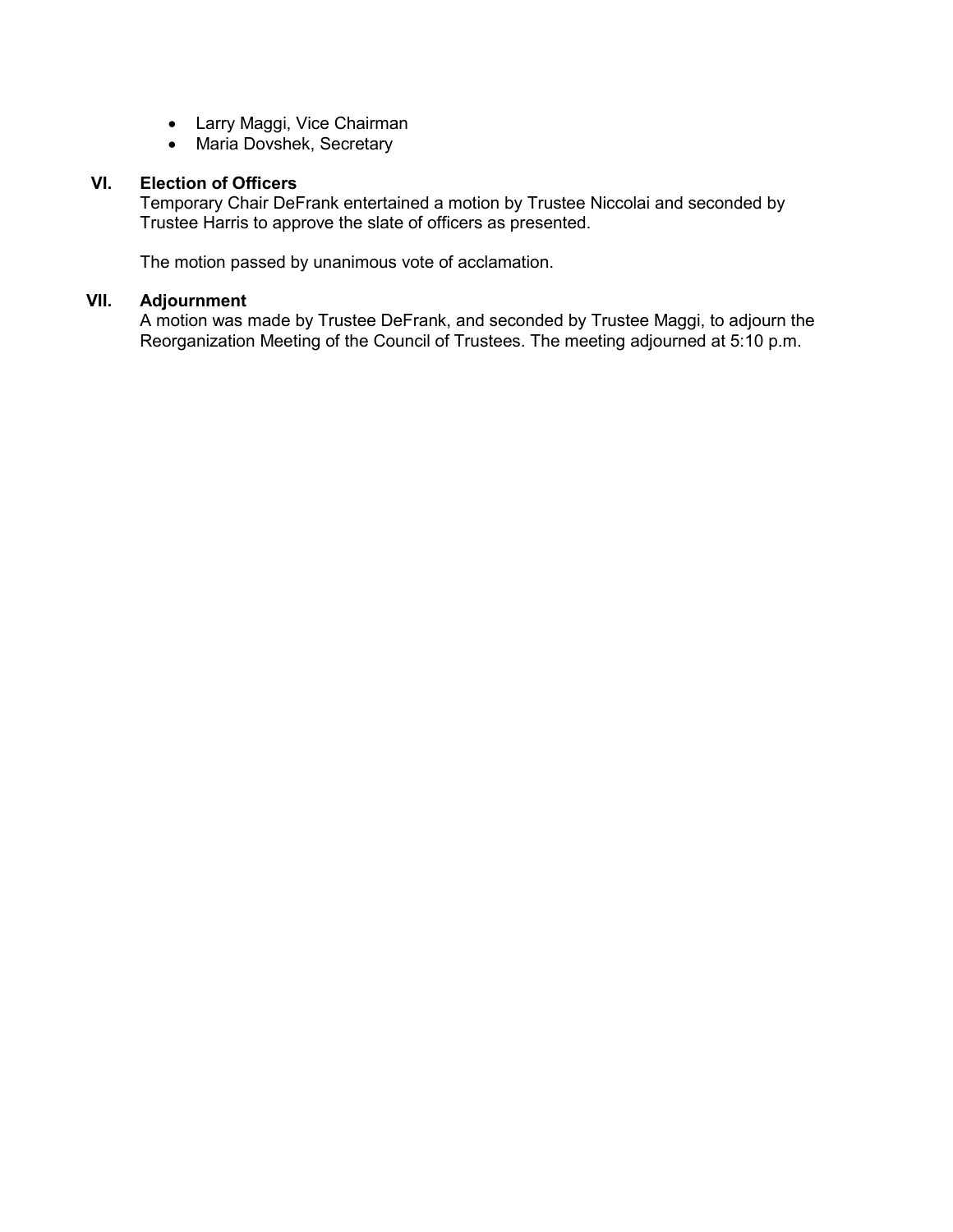- Larry Maggi, Vice Chairman
- Maria Dovshek, Secretary

## VI. Election of Officers

Temporary Chair DeFrank entertained a motion by Trustee Niccolai and seconded by Trustee Harris to approve the slate of officers as presented.

The motion passed by unanimous vote of acclamation.

## VII. Adjournment

A motion was made by Trustee DeFrank, and seconded by Trustee Maggi, to adjourn the Reorganization Meeting of the Council of Trustees. The meeting adjourned at 5:10 p.m.